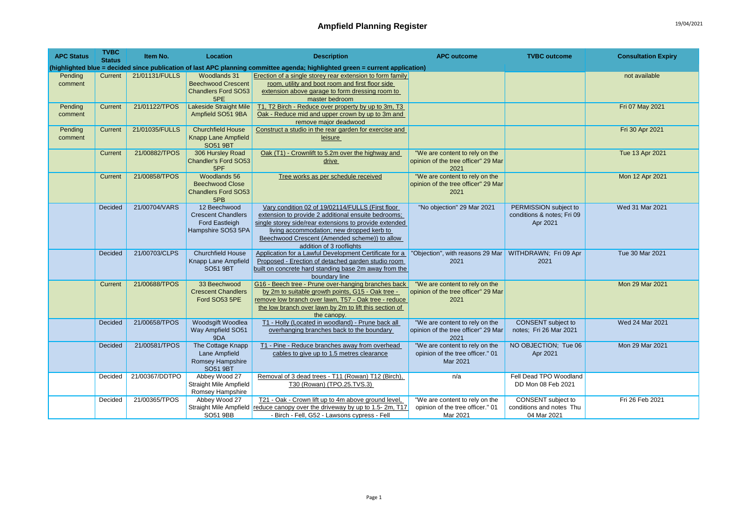# Ampfield Planning Register

19/04/2021

| APC Status | TVBC Status | Item No. | Location | Description | APC outcome | TVBC outcome | Consultation Expiry |
|---|---|---|---|---|---|---|---|
| (highlighted blue = decided since publication of last APC planning committee agenda; highlighted green = current application) | | | | | | | |
| Pending comment | Current | 21/01131/FULLS | Woodlands 31 Beechwood Crescent Chandlers Ford SO53 5PE | Erection of a single storey rear extension to form family room, utility and boot room and first floor side extension above garage to form dressing room to master bedroom | | | not available |
| Pending comment | Current | 21/01122/TPOS | Lakeside Straight Mile Ampfield SO51 9BA | T1, T2 Birch - Reduce over property by up to 3m, T3 Oak - Reduce mid and upper crown by up to 3m and remove major deadwood | | | Fri 07 May 2021 |
| Pending comment | Current | 21/01035/FULLS | Churchfield House Knapp Lane Ampfield SO51 9BT | Construct a studio in the rear garden for exercise and leisure | | | Fri 30 Apr 2021 |
| | Current | 21/00882/TPOS | 306 Hursley Road Chandler's Ford SO53 5PF | Oak (T1) - Crownlift to 5.2m over the highway and drive | "We are content to rely on the opinion of the tree officer" 29 Mar 2021 | | Tue 13 Apr 2021 |
| | Current | 21/00858/TPOS | Woodlands 56 Beechwood Close Chandlers Ford SO53 5PB | Tree works as per schedule received | "We are content to rely on the opinion of the tree officer" 29 Mar 2021 | | Mon 12 Apr 2021 |
| | Decided | 21/00704/VARS | 12 Beechwood Crescent Chandlers Ford Eastleigh Hampshire SO53 5PA | Vary condition 02 of 19/02114/FULLS (First floor extension to provide 2 additional ensuite bedrooms; single storey side/rear extensions to provide extended living accommodation; new dropped kerb to Beechwood Crescent (Amended scheme)) to allow addition of 3 rooflights | "No objection" 29 Mar 2021 | PERMISSION subject to conditions & notes; Fri 09 Apr 2021 | Wed 31 Mar 2021 |
| | Decided | 21/00703/CLPS | Churchfield House Knapp Lane Ampfield SO51 9BT | Application for a Lawful Development Certificate for a Proposed - Erection of detached garden studio room built on concrete hard standing base 2m away from the boundary line | "Objection", with reasons 29 Mar 2021 | WITHDRAWN; Fri 09 Apr 2021 | Tue 30 Mar 2021 |
| | Current | 21/00688/TPOS | 33 Beechwood Crescent Chandlers Ford SO53 5PE | G16 - Beech tree - Prune over-hanging branches back by 2m to suitable growth points, G15 - Oak tree - remove low branch over lawn, T57 - Oak tree - reduce the low branch over lawn by 2m to lift this section of the canopy. | "We are content to rely on the opinion of the tree officer" 29 Mar 2021 | | Mon 29 Mar 2021 |
| | Decided | 21/00658/TPOS | Woodsgift Woodlea Way Ampfield SO51 9DA | T1 - Holly (Located in woodland) - Prune back all overhanging branches back to the boundary | "We are content to rely on the opinion of the tree officer" 29 Mar 2021 | CONSENT subject to notes; Fri 26 Mar 2021 | Wed 24 Mar 2021 |
| | Decided | 21/00581/TPOS | The Cottage Knapp Lane Ampfield Romsey Hampshire SO51 9BT | T1 - Pine - Reduce branches away from overhead cables to give up to 1.5 metres clearance | "We are content to rely on the opinion of the tree officer." 01 Mar 2021 | NO OBJECTION; Tue 06 Apr 2021 | Mon 29 Mar 2021 |
| | Decided | 21/00367/DDTPO | Abbey Wood 27 Straight Mile Ampfield Romsey Hampshire | Removal of 3 dead trees - T11 (Rowan) T12 (Birch), T30 (Rowan) (TPO.25.TVS.3) | n/a | Fell Dead TPO Woodland DD Mon 08 Feb 2021 | |
| | Decided | 21/00365/TPOS | Abbey Wood 27 Straight Mile Ampfield SO51 9BB | T21 - Oak - Crown lift up to 4m above ground level, reduce canopy over the driveway by up to 1.5- 2m, T17 - Birch - Fell, G52 - Lawsons cypress - Fell | "We are content to rely on the opinion of the tree officer." 01 Mar 2021 | CONSENT subject to conditions and notes Thu 04 Mar 2021 | Fri 26 Feb 2021 |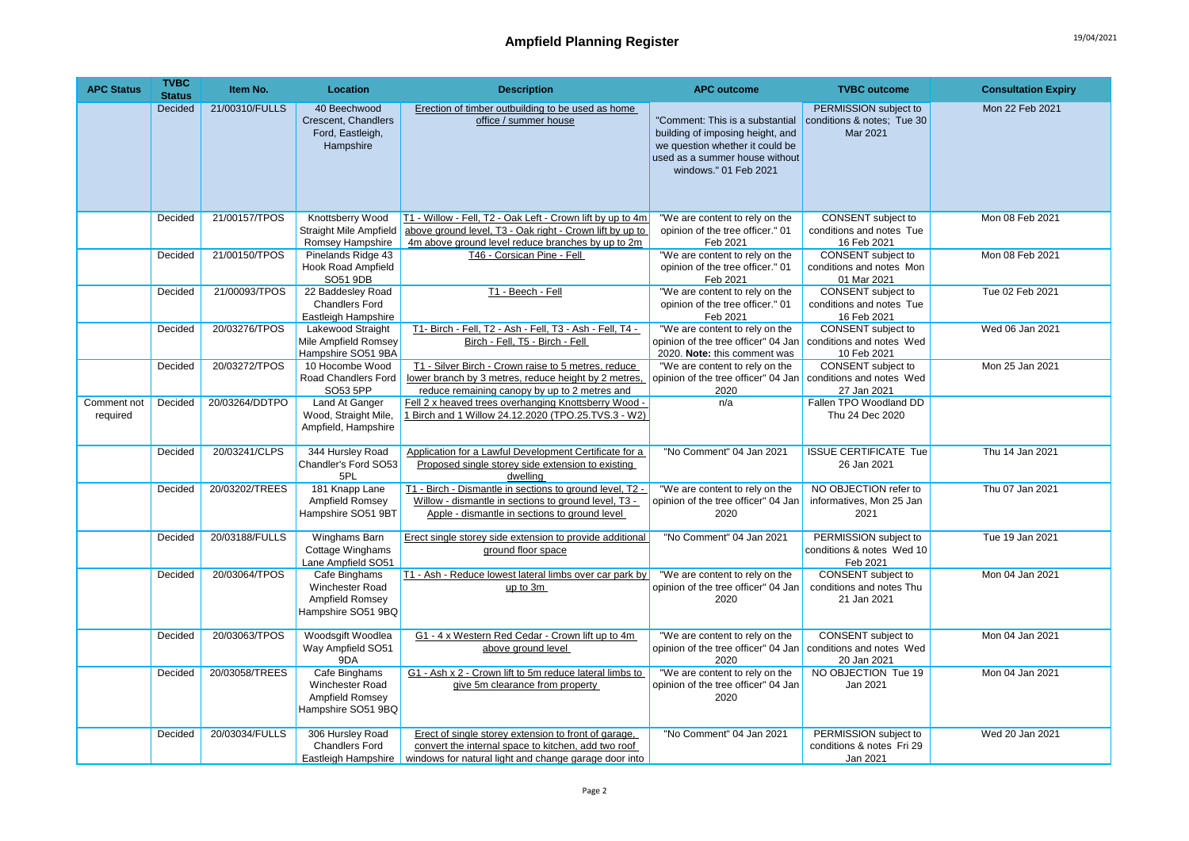# Ampfield Planning Register

19/04/2021

| APC Status | TVBC Status | Item No. | Location | Description | APC outcome | TVBC outcome | Consultation Expiry |
|---|---|---|---|---|---|---|---|
| | Decided | 21/00310/FULLS | 40 Beechwood Crescent, Chandlers Ford, Eastleigh, Hampshire | Erection of timber outbuilding to be used as home office / summer house | "Comment: This is a substantial building of imposing height, and we question whether it could be used as a summer house without windows." 01 Feb 2021 | PERMISSION subject to conditions & notes; Tue 30 Mar 2021 | Mon 22 Feb 2021 |
| | Decided | 21/00157/TPOS | Knottsberry Wood Straight Mile Ampfield Romsey Hampshire | T1 - Willow - Fell, T2 - Oak Left - Crown lift by up to 4m above ground level, T3 - Oak right - Crown lift by up to 4m above ground level reduce branches by up to 2m | "We are content to rely on the opinion of the tree officer." 01 Feb 2021 | CONSENT subject to conditions and notes Tue 16 Feb 2021 | Mon 08 Feb 2021 |
| | Decided | 21/00150/TPOS | Pinelands Ridge 43 Hook Road Ampfield SO51 9DB | T46 - Corsican Pine - Fell | "We are content to rely on the opinion of the tree officer." 01 Feb 2021 | CONSENT subject to conditions and notes Mon 01 Mar 2021 | Mon 08 Feb 2021 |
| | Decided | 21/00093/TPOS | 22 Baddesley Road Chandlers Ford Eastleigh Hampshire | T1 - Beech - Fell | "We are content to rely on the opinion of the tree officer." 01 Feb 2021 | CONSENT subject to conditions and notes Tue 16 Feb 2021 | Tue 02 Feb 2021 |
| | Decided | 20/03276/TPOS | Lakewood Straight Mile Ampfield Romsey Hampshire SO51 9BA | T1- Birch - Fell, T2 - Ash - Fell, T3 - Ash - Fell, T4 - Birch - Fell, T5 - Birch - Fell | "We are content to rely on the opinion of the tree officer" 04 Jan 2020. **Note:** this comment was | CONSENT subject to conditions and notes Wed 10 Feb 2021 | Wed 06 Jan 2021 |
| | Decided | 20/03272/TPOS | 10 Hocombe Wood Road Chandlers Ford SO53 5PP | T1 - Silver Birch - Crown raise to 5 metres, reduce lower branch by 3 metres, reduce height by 2 metres, reduce remaining canopy by up to 2 metres and | "We are content to rely on the opinion of the tree officer" 04 Jan 2020 | CONSENT subject to conditions and notes Wed 27 Jan 2021 | Mon 25 Jan 2021 |
| Comment not required | Decided | 20/03264/DDTPO | Land At Ganger Wood, Straight Mile, Ampfield, Hampshire | Fell 2 x heaved trees overhanging Knottsberry Wood - 1 Birch and 1 Willow 24.12.2020 (TPO.25.TVS.3 - W2) | n/a | Fallen TPO Woodland DD Thu 24 Dec 2020 | |
| | Decided | 20/03241/CLPS | 344 Hursley Road Chandler's Ford SO53 5PL | Application for a Lawful Development Certificate for a Proposed single storey side extension to existing dwelling | "No Comment" 04 Jan 2021 | ISSUE CERTIFICATE Tue 26 Jan 2021 | Thu 14 Jan 2021 |
| | Decided | 20/03202/TREES | 181 Knapp Lane Ampfield Romsey Hampshire SO51 9BT | T1 - Birch - Dismantle in sections to ground level, T2 - Willow - dismantle in sections to ground level, T3 - Apple - dismantle in sections to ground level | "We are content to rely on the opinion of the tree officer" 04 Jan 2020 | NO OBJECTION refer to informatives, Mon 25 Jan 2021 | Thu 07 Jan 2021 |
| | Decided | 20/03188/FULLS | Winghams Barn Cottage Winghams Lane Ampfield SO51 | Erect single storey side extension to provide additional ground floor space | "No Comment" 04 Jan 2021 | PERMISSION subject to conditions & notes Wed 10 Feb 2021 | Tue 19 Jan 2021 |
| | Decided | 20/03064/TPOS | Cafe Binghams Winchester Road Ampfield Romsey Hampshire SO51 9BQ | T1 - Ash - Reduce lowest lateral limbs over car park by up to 3m | "We are content to rely on the opinion of the tree officer" 04 Jan 2020 | CONSENT subject to conditions and notes Thu 21 Jan 2021 | Mon 04 Jan 2021 |
| | Decided | 20/03063/TPOS | Woodsgift Woodlea Way Ampfield SO51 9DA | G1 - 4 x Western Red Cedar - Crown lift up to 4m above ground level | "We are content to rely on the opinion of the tree officer" 04 Jan 2020 | CONSENT subject to conditions and notes Wed 20 Jan 2021 | Mon 04 Jan 2021 |
| | Decided | 20/03058/TREES | Cafe Binghams Winchester Road Ampfield Romsey Hampshire SO51 9BQ | G1 - Ash x 2 - Crown lift to 5m reduce lateral limbs to give 5m clearance from property | "We are content to rely on the opinion of the tree officer" 04 Jan 2020 | NO OBJECTION Tue 19 Jan 2021 | Mon 04 Jan 2021 |
| | Decided | 20/03034/FULLS | 306 Hursley Road Chandlers Ford Eastleigh Hampshire | Erect of single storey extension to front of garage, convert the internal space to kitchen, add two roof windows for natural light and change garage door into | "No Comment" 04 Jan 2021 | PERMISSION subject to conditions & notes Fri 29 Jan 2021 | Wed 20 Jan 2021 |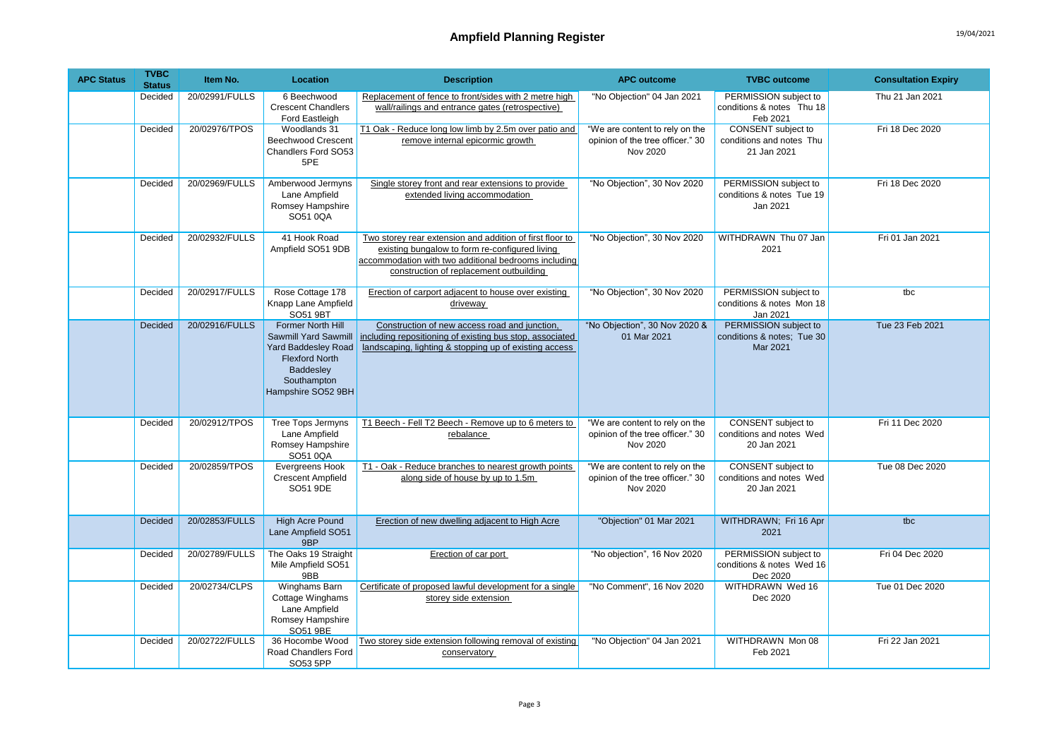# Ampfield Planning Register

| APC Status | TVBC Status | Item No. | Location | Description | APC outcome | TVBC outcome | Consultation Expiry |
|---|---|---|---|---|---|---|---|
| | Decided | 20/02991/FULLS | 6 Beechwood Crescent Chandlers Ford Eastleigh | Replacement of fence to front/sides with 2 metre high wall/railings and entrance gates (retrospective) | "No Objection" 04 Jan 2021 | PERMISSION subject to conditions & notes Thu 18 Feb 2021 | Thu 21 Jan 2021 |
| | Decided | 20/02976/TPOS | Woodlands 31 Beechwood Crescent Chandlers Ford SO53 5PE | T1 Oak - Reduce long low limb by 2.5m over patio and remove internal epicormic growth | "We are content to rely on the opinion of the tree officer." 30 Nov 2020 | CONSENT subject to conditions and notes Thu 21 Jan 2021 | Fri 18 Dec 2020 |
| | Decided | 20/02969/FULLS | Amberwood Jermyns Lane Ampfield Romsey Hampshire SO51 0QA | Single storey front and rear extensions to provide extended living accommodation | "No Objection", 30 Nov 2020 | PERMISSION subject to conditions & notes Tue 19 Jan 2021 | Fri 18 Dec 2020 |
| | Decided | 20/02932/FULLS | 41 Hook Road Ampfield SO51 9DB | Two storey rear extension and addition of first floor to existing bungalow to form re-configured living accommodation with two additional bedrooms including construction of replacement outbuilding | "No Objection", 30 Nov 2020 | WITHDRAWN Thu 07 Jan 2021 | Fri 01 Jan 2021 |
| | Decided | 20/02917/FULLS | Rose Cottage 178 Knapp Lane Ampfield SO51 9BT | Erection of carport adjacent to house over existing driveway | "No Objection", 30 Nov 2020 | PERMISSION subject to conditions & notes Mon 18 Jan 2021 | tbc |
| | Decided | 20/02916/FULLS | Former North Hill Sawmill Yard Sawmill Yard Baddesley Road Flexford North Baddesley Southampton Hampshire SO52 9BH | Construction of new access road and junction, including repositioning of existing bus stop, associated landscaping, lighting & stopping up of existing access | "No Objection", 30 Nov 2020 & 01 Mar 2021 | PERMISSION subject to conditions & notes; Tue 30 Mar 2021 | Tue 23 Feb 2021 |
| | Decided | 20/02912/TPOS | Tree Tops Jermyns Lane Ampfield Romsey Hampshire SO51 0QA | T1 Beech - Fell T2 Beech - Remove up to 6 meters to rebalance | "We are content to rely on the opinion of the tree officer." 30 Nov 2020 | CONSENT subject to conditions and notes Wed 20 Jan 2021 | Fri 11 Dec 2020 |
| | Decided | 20/02859/TPOS | Evergreens Hook Crescent Ampfield SO51 9DE | T1 - Oak - Reduce branches to nearest growth points along side of house by up to 1.5m | "We are content to rely on the opinion of the tree officer." 30 Nov 2020 | CONSENT subject to conditions and notes Wed 20 Jan 2021 | Tue 08 Dec 2020 |
| | Decided | 20/02853/FULLS | High Acre Pound Lane Ampfield SO51 9BP | Erection of new dwelling adjacent to High Acre | "Objection" 01 Mar 2021 | WITHDRAWN; Fri 16 Apr 2021 | tbc |
| | Decided | 20/02789/FULLS | The Oaks 19 Straight Mile Ampfield SO51 9BB | Erection of car port | "No objection", 16 Nov 2020 | PERMISSION subject to conditions & notes Wed 16 Dec 2020 | Fri 04 Dec 2020 |
| | Decided | 20/02734/CLPS | Winghams Barn Cottage Winghams Lane Ampfield Romsey Hampshire SO51 9BE | Certificate of proposed lawful development for a single storey side extension | "No Comment", 16 Nov 2020 | WITHDRAWN Wed 16 Dec 2020 | Tue 01 Dec 2020 |
| | Decided | 20/02722/FULLS | 36 Hocombe Wood Road Chandlers Ford SO53 5PP | Two storey side extension following removal of existing conservatory | "No Objection" 04 Jan 2021 | WITHDRAWN Mon 08 Feb 2021 | Fri 22 Jan 2021 |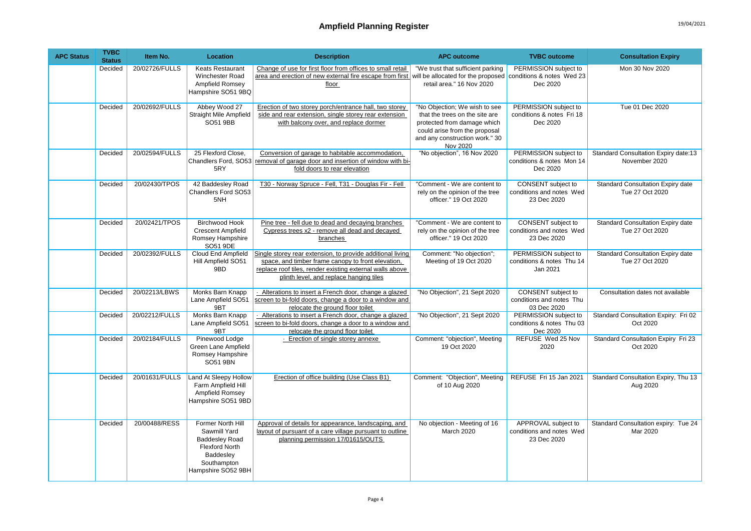# Ampfield Planning Register

| APC Status | TVBC Status | Item No. | Location | Description | APC outcome | TVBC outcome | Consultation Expiry |
|---|---|---|---|---|---|---|---|
| | Decided | 20/02726/FULLS | Keats Restaurant Winchester Road Ampfield Romsey Hampshire SO51 9BQ | Change of use for first floor from offices to small retail area and erection of new external fire escape from first floor | "We trust that sufficient parking will be allocated for the proposed retail area." 16 Nov 2020 | PERMISSION subject to conditions & notes Wed 23 Dec 2020 | Mon 30 Nov 2020 |
| | Decided | 20/02692/FULLS | Abbey Wood 27 Straight Mile Ampfield SO51 9BB | Erection of two storey porch/entrance hall, two storey side and rear extension, single storey rear extension with balcony over, and replace dormer | "No Objection; We wish to see that the trees on the site are protected from damage which could arise from the proposal and any construction work." 30 Nov 2020 | PERMISSION subject to conditions & notes Fri 18 Dec 2020 | Tue 01 Dec 2020 |
| | Decided | 20/02594/FULLS | 25 Flexford Close, Chandlers Ford, SO53 5RY | Conversion of garage to habitable accommodation, removal of garage door and insertion of window with bi-fold doors to rear elevation | "No objection", 16 Nov 2020 | PERMISSION subject to conditions & notes Mon 14 Dec 2020 | Standard Consultation Expiry date:13 November 2020 |
| | Decided | 20/02430/TPOS | 42 Baddesley Road Chandlers Ford SO53 5NH | T30 - Norway Spruce - Fell, T31 - Douglas Fir - Fell | "Comment - We are content to rely on the opinion of the tree officer." 19 Oct 2020 | CONSENT subject to conditions and notes Wed 23 Dec 2020 | Standard Consultation Expiry date Tue 27 Oct 2020 |
| | Decided | 20/02421/TPOS | Birchwood Hook Crescent Ampfield Romsey Hampshire SO51 9DE | Pine tree - fell due to dead and decaying branches Cypress trees x2 - remove all dead and decayed branches | "Comment - We are content to rely on the opinion of the tree officer." 19 Oct 2020 | CONSENT subject to conditions and notes Wed 23 Dec 2020 | Standard Consultation Expiry date Tue 27 Oct 2020 |
| | Decided | 20/02392/FULLS | Cloud End Ampfield Hill Ampfield SO51 9BD | Single storey rear extension, to provide additional living space, and timber frame canopy to front elevation, replace roof tiles, render existing external walls above plinth level, and replace hanging tiles | Comment: "No objection"; Meeting of 19 Oct 2020 | PERMISSION subject to conditions & notes Thu 14 Jan 2021 | Standard Consultation Expiry date Tue 27 Oct 2020 |
| | Decided | 20/02213/LBWS | Monks Barn Knapp Lane Ampfield SO51 9BT | · Alterations to insert a French door, change a glazed screen to bi-fold doors, change a door to a window and relocate the ground floor toilet | "No Objection", 21 Sept 2020 | CONSENT subject to conditions and notes Thu 03 Dec 2020 | Consultation dates not available |
| | Decided | 20/02212/FULLS | Monks Barn Knapp Lane Ampfield SO51 9BT | · Alterations to insert a French door, change a glazed screen to bi-fold doors, change a door to a window and relocate the ground floor toilet | "No Objection", 21 Sept 2020 | PERMISSION subject to conditions & notes Thu 03 Dec 2020 | Standard Consultation Expiry: Fri 02 Oct 2020 |
| | Decided | 20/02184/FULLS | Pinewood Lodge Green Lane Ampfield Romsey Hampshire SO51 9BN | · Erection of single storey annexe | Comment: "objection", Meeting 19 Oct 2020 | REFUSE Wed 25 Nov 2020 | Standard Consultation Expiry Fri 23 Oct 2020 |
| | Decided | 20/01631/FULLS | Land At Sleepy Hollow Farm Ampfield Hill Ampfield Romsey Hampshire SO51 9BD | Erection of office building (Use Class B1) | Comment: "Objection", Meeting of 10 Aug 2020 | REFUSE Fri 15 Jan 2021 | Standard Consultation Expiry, Thu 13 Aug 2020 |
| | Decided | 20/00488/RESS | Former North Hill Sawmill Yard Baddesley Road Flexford North Baddesley Southampton Hampshire SO52 9BH | Approval of details for appearance, landscaping, and layout of pursuant of a care village pursuant to outline planning permission 17/01615/OUTS | No objection - Meeting of 16 March 2020 | APPROVAL subject to conditions and notes Wed 23 Dec 2020 | Standard Consultation expiry: Tue 24 Mar 2020 |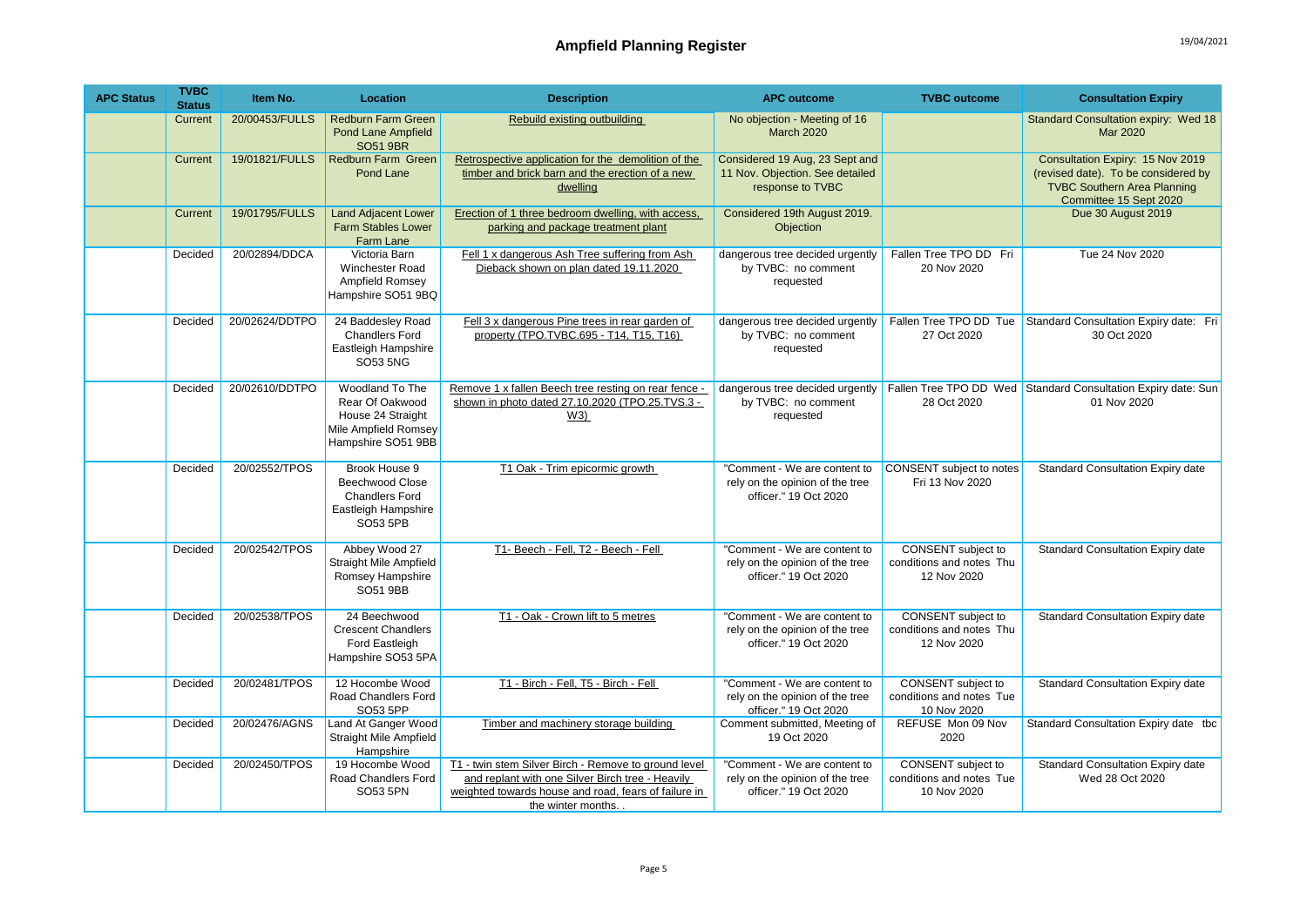# Ampfield Planning Register

| APC Status | TVBC Status | Item No. | Location | Description | APC outcome | TVBC outcome | Consultation Expiry |
|---|---|---|---|---|---|---|---|
| | Current | 20/00453/FULLS | Redburn Farm Green Pond Lane Ampfield SO51 9BR | Rebuild existing outbuilding | No objection - Meeting of 16 March 2020 | | Standard Consultation expiry: Wed 18 Mar 2020 |
| | Current | 19/01821/FULLS | Redburn Farm Green Pond Lane | Retrospective application for the demolition of the timber and brick barn and the erection of a new dwelling | Considered 19 Aug, 23 Sept and 11 Nov. Objection. See detailed response to TVBC | | Consultation Expiry: 15 Nov 2019 (revised date). To be considered by TVBC Southern Area Planning Committee 15 Sept 2020 |
| | Current | 19/01795/FULLS | Land Adjacent Lower Farm Stables Lower Farm Lane | Erection of 1 three bedroom dwelling, with access, parking and package treatment plant | Considered 19th August 2019. Objection | | Due 30 August 2019 |
| | Decided | 20/02894/DDCA | Victoria Barn Winchester Road Ampfield Romsey Hampshire SO51 9BQ | Fell 1 x dangerous Ash Tree suffering from Ash Dieback shown on plan dated 19.11.2020 | dangerous tree decided urgently by TVBC: no comment requested | Fallen Tree TPO DD Fri 20 Nov 2020 | Tue 24 Nov 2020 |
| | Decided | 20/02624/DDTPO | 24 Baddesley Road Chandlers Ford Eastleigh Hampshire SO53 5NG | Fell 3 x dangerous Pine trees in rear garden of property (TPO.TVBC.695 - T14, T15, T16) | dangerous tree decided urgently by TVBC: no comment requested | Fallen Tree TPO DD Tue 27 Oct 2020 | Standard Consultation Expiry date: Fri 30 Oct 2020 |
| | Decided | 20/02610/DDTPO | Woodland To The Rear Of Oakwood House 24 Straight Mile Ampfield Romsey Hampshire SO51 9BB | Remove 1 x fallen Beech tree resting on rear fence - shown in photo dated 27.10.2020 (TPO.25.TVS.3 - W3) | dangerous tree decided urgently by TVBC: no comment requested | Fallen Tree TPO DD Wed 28 Oct 2020 | Standard Consultation Expiry date: Sun 01 Nov 2020 |
| | Decided | 20/02552/TPOS | Brook House 9 Beechwood Close Chandlers Ford Eastleigh Hampshire SO53 5PB | T1 Oak - Trim epicormic growth | "Comment - We are content to rely on the opinion of the tree officer." 19 Oct 2020 | CONSENT subject to notes Fri 13 Nov 2020 | Standard Consultation Expiry date |
| | Decided | 20/02542/TPOS | Abbey Wood 27 Straight Mile Ampfield Romsey Hampshire SO51 9BB | T1- Beech - Fell, T2 - Beech - Fell | "Comment - We are content to rely on the opinion of the tree officer." 19 Oct 2020 | CONSENT subject to conditions and notes Thu 12 Nov 2020 | Standard Consultation Expiry date |
| | Decided | 20/02538/TPOS | 24 Beechwood Crescent Chandlers Ford Eastleigh Hampshire SO53 5PA | T1 - Oak - Crown lift to 5 metres | "Comment - We are content to rely on the opinion of the tree officer." 19 Oct 2020 | CONSENT subject to conditions and notes Thu 12 Nov 2020 | Standard Consultation Expiry date |
| | Decided | 20/02481/TPOS | 12 Hocombe Wood Road Chandlers Ford SO53 5PP | T1 - Birch - Fell, T5 - Birch - Fell | "Comment - We are content to rely on the opinion of the tree officer." 19 Oct 2020 | CONSENT subject to conditions and notes Tue 10 Nov 2020 | Standard Consultation Expiry date |
| | Decided | 20/02476/AGNS | Land At Ganger Wood Straight Mile Ampfield Hampshire | Timber and machinery storage building | Comment submitted, Meeting of 19 Oct 2020 | REFUSE Mon 09 Nov 2020 | Standard Consultation Expiry date tbc |
| | Decided | 20/02450/TPOS | 19 Hocombe Wood Road Chandlers Ford SO53 5PN | T1 - twin stem Silver Birch - Remove to ground level and replant with one Silver Birch tree - Heavily weighted towards house and road, fears of failure in the winter months. . | "Comment - We are content to rely on the opinion of the tree officer." 19 Oct 2020 | CONSENT subject to conditions and notes Tue 10 Nov 2020 | Standard Consultation Expiry date Wed 28 Oct 2020 |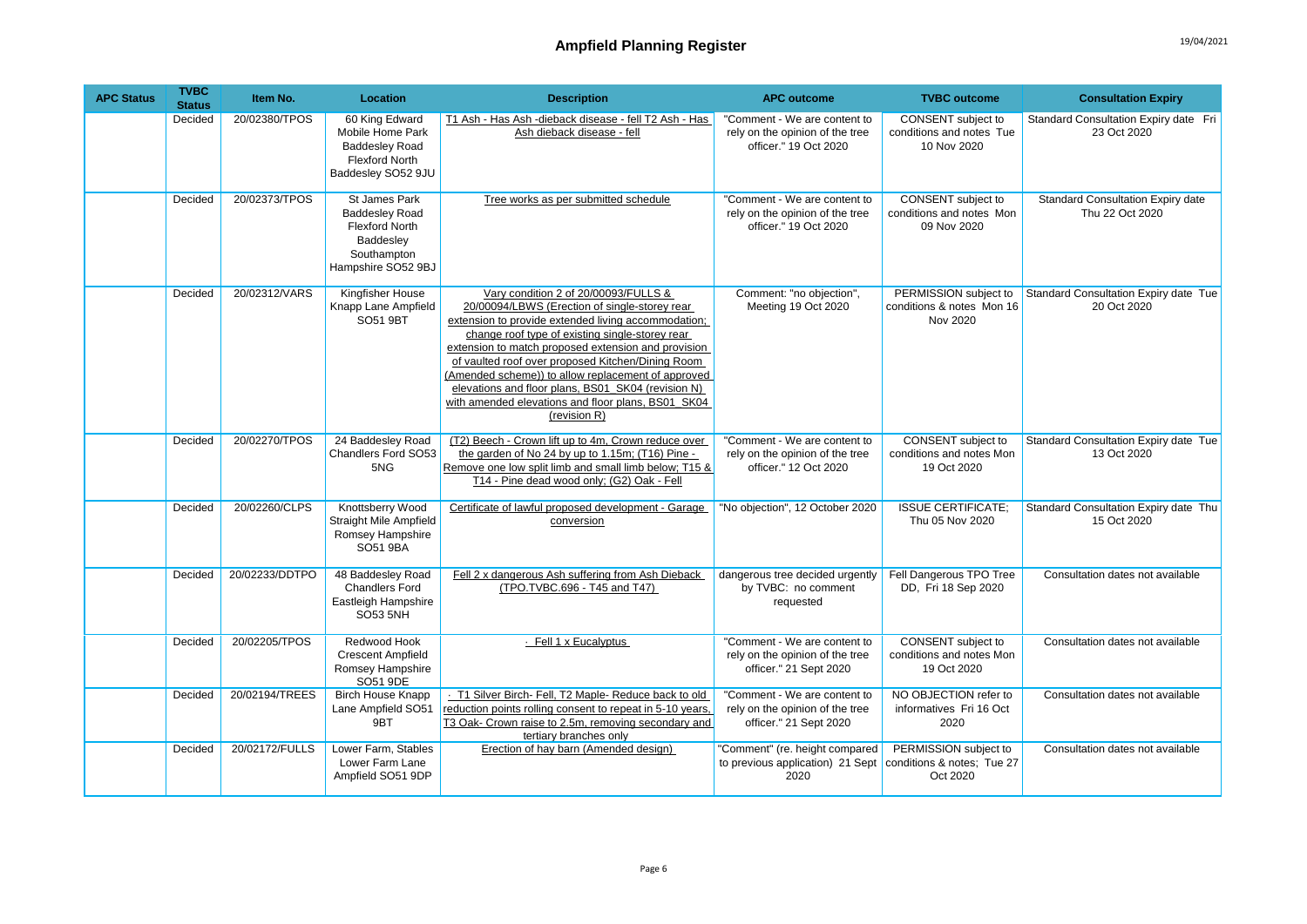# Ampfield Planning Register

| APC Status | TVBC Status | Item No. | Location | Description | APC outcome | TVBC outcome | Consultation Expiry |
|---|---|---|---|---|---|---|---|
| | Decided | 20/02380/TPOS | 60 King Edward Mobile Home Park Baddesley Road Flexford North Baddesley SO52 9JU | T1 Ash - Has Ash -dieback disease - fell T2 Ash - Has Ash dieback disease - fell | "Comment - We are content to rely on the opinion of the tree officer." 19 Oct 2020 | CONSENT subject to conditions and notes Tue 10 Nov 2020 | Standard Consultation Expiry date Fri 23 Oct 2020 |
| | Decided | 20/02373/TPOS | St James Park Baddesley Road Flexford North Baddesley Southampton Hampshire SO52 9BJ | Tree works as per submitted schedule | "Comment - We are content to rely on the opinion of the tree officer." 19 Oct 2020 | CONSENT subject to conditions and notes Mon 09 Nov 2020 | Standard Consultation Expiry date Thu 22 Oct 2020 |
| | Decided | 20/02312/VARS | Kingfisher House Knapp Lane Ampfield SO51 9BT | Vary condition 2 of 20/00093/FULLS & 20/00094/LBWS (Erection of single-storey rear extension to provide extended living accommodation; change roof type of existing single-storey rear extension to match proposed extension and provision of vaulted roof over proposed Kitchen/Dining Room (Amended scheme)) to allow replacement of approved elevations and floor plans, BS01_SK04 (revision N) with amended elevations and floor plans, BS01_SK04 (revision R) | Comment: "no objection", Meeting 19 Oct 2020 | PERMISSION subject to conditions & notes Mon 16 Nov 2020 | Standard Consultation Expiry date Tue 20 Oct 2020 |
| | Decided | 20/02270/TPOS | 24 Baddesley Road Chandlers Ford SO53 5NG | (T2) Beech - Crown lift up to 4m, Crown reduce over the garden of No 24 by up to 1.15m; (T16) Pine - Remove one low split limb and small limb below; T15 & T14 - Pine dead wood only; (G2) Oak - Fell | "Comment - We are content to rely on the opinion of the tree officer." 12 Oct 2020 | CONSENT subject to conditions and notes Mon 19 Oct 2020 | Standard Consultation Expiry date Tue 13 Oct 2020 |
| | Decided | 20/02260/CLPS | Knottsberry Wood Straight Mile Ampfield Romsey Hampshire SO51 9BA | Certificate of lawful proposed development - Garage conversion | "No objection", 12 October 2020 | ISSUE CERTIFICATE; Thu 05 Nov 2020 | Standard Consultation Expiry date Thu 15 Oct 2020 |
| | Decided | 20/02233/DDTPO | 48 Baddesley Road Chandlers Ford Eastleigh Hampshire SO53 5NH | Fell 2 x dangerous Ash suffering from Ash Dieback (TPO.TVBC.696 - T45 and T47) | dangerous tree decided urgently by TVBC: no comment requested | Fell Dangerous TPO Tree DD, Fri 18 Sep 2020 | Consultation dates not available |
| | Decided | 20/02205/TPOS | Redwood Hook Crescent Ampfield Romsey Hampshire SO51 9DE | · Fell 1 x Eucalyptus | "Comment - We are content to rely on the opinion of the tree officer." 21 Sept 2020 | CONSENT subject to conditions and notes Mon 19 Oct 2020 | Consultation dates not available |
| | Decided | 20/02194/TREES | Birch House Knapp Lane Ampfield SO51 9BT | · T1 Silver Birch- Fell, T2 Maple- Reduce back to old reduction points rolling consent to repeat in 5-10 years, T3 Oak- Crown raise to 2.5m, removing secondary and tertiary branches only | "Comment - We are content to rely on the opinion of the tree officer." 21 Sept 2020 | NO OBJECTION refer to informatives Fri 16 Oct 2020 | Consultation dates not available |
| | Decided | 20/02172/FULLS | Lower Farm, Stables Lower Farm Lane Ampfield SO51 9DP | Erection of hay barn (Amended design) | "Comment" (re. height compared to previous application) 21 Sept 2020 | PERMISSION subject to conditions & notes; Tue 27 Oct 2020 | Consultation dates not available |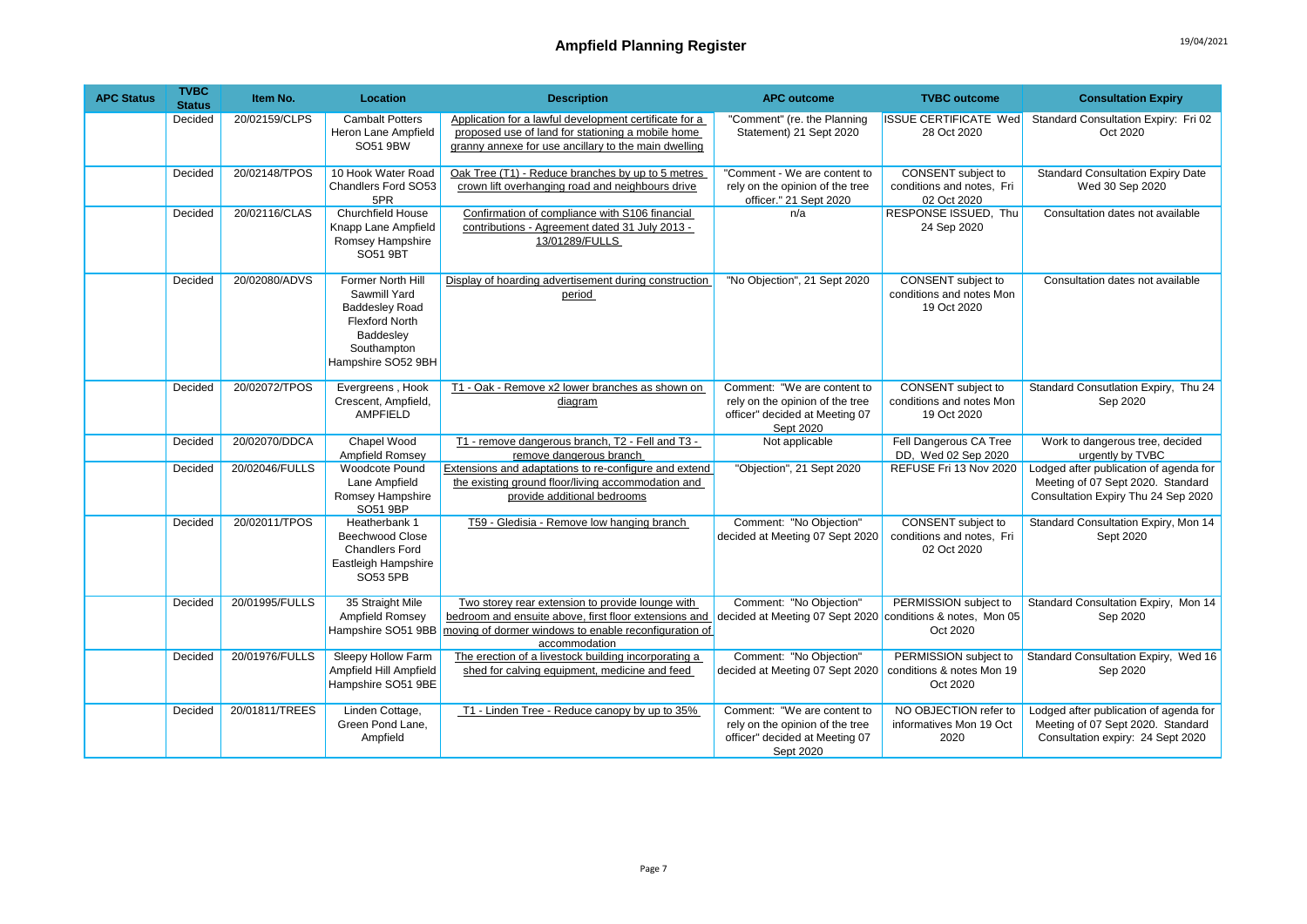# Ampfield Planning Register

| APC Status | TVBC Status | Item No. | Location | Description | APC outcome | TVBC outcome | Consultation Expiry |
|---|---|---|---|---|---|---|---|
| | Decided | 20/02159/CLPS | Cambalt Potters Heron Lane Ampfield SO51 9BW | Application for a lawful development certificate for a proposed use of land for stationing a mobile home granny annexe for use ancillary to the main dwelling | "Comment" (re. the Planning Statement) 21 Sept 2020 | ISSUE CERTIFICATE Wed 28 Oct 2020 | Standard Consultation Expiry: Fri 02 Oct 2020 |
| | Decided | 20/02148/TPOS | 10 Hook Water Road Chandlers Ford SO53 5PR | Oak Tree (T1) - Reduce branches by up to 5 metres crown lift overhanging road and neighbours drive | "Comment - We are content to rely on the opinion of the tree officer." 21 Sept 2020 | CONSENT subject to conditions and notes, Fri 02 Oct 2020 | Standard Consultation Expiry Date Wed 30 Sep 2020 |
| | Decided | 20/02116/CLAS | Churchfield House Knapp Lane Ampfield Romsey Hampshire SO51 9BT | Confirmation of compliance with S106 financial contributions - Agreement dated 31 July 2013 - 13/01289/FULLS | n/a | RESPONSE ISSUED, Thu 24 Sep 2020 | Consultation dates not available |
| | Decided | 20/02080/ADVS | Former North Hill Sawmill Yard Baddesley Road Flexford North Baddesley Southampton Hampshire SO52 9BH | Display of hoarding advertisement during construction period | "No Objection", 21 Sept 2020 | CONSENT subject to conditions and notes Mon 19 Oct 2020 | Consultation dates not available |
| | Decided | 20/02072/TPOS | Evergreens , Hook Crescent, Ampfield, AMPFIELD | T1 - Oak - Remove x2 lower branches as shown on diagram | Comment: "We are content to rely on the opinion of the tree officer" decided at Meeting 07 Sept 2020 | CONSENT subject to conditions and notes Mon 19 Oct 2020 | Standard Consultation Expiry, Thu 24 Sep 2020 |
| | Decided | 20/02070/DDCA | Chapel Wood Ampfield Romsey | T1 - remove dangerous branch, T2 - Fell and T3 - remove dangerous branch | Not applicable | Fell Dangerous CA Tree DD, Wed 02 Sep 2020 | Work to dangerous tree, decided urgently by TVBC |
| | Decided | 20/02046/FULLS | Woodcote Pound Lane Ampfield Romsey Hampshire SO51 9BP | Extensions and adaptations to re-configure and extend the existing ground floor/living accommodation and provide additional bedrooms | "Objection", 21 Sept 2020 | REFUSE Fri 13 Nov 2020 | Lodged after publication of agenda for Meeting of 07 Sept 2020. Standard Consultation Expiry Thu 24 Sep 2020 |
| | Decided | 20/02011/TPOS | Heatherbank 1 Beechwood Close Chandlers Ford Eastleigh Hampshire SO53 5PB | T59 - Gledisia - Remove low hanging branch | Comment: "No Objection" decided at Meeting 07 Sept 2020 | CONSENT subject to conditions and notes, Fri 02 Oct 2020 | Standard Consultation Expiry, Mon 14 Sept 2020 |
| | Decided | 20/01995/FULLS | 35 Straight Mile Ampfield Romsey Hampshire SO51 9BB | Two storey rear extension to provide lounge with bedroom and ensuite above, first floor extensions and moving of dormer windows to enable reconfiguration of accommodation | Comment: "No Objection" decided at Meeting 07 Sept 2020 | PERMISSION subject to conditions & notes, Mon 05 Oct 2020 | Standard Consultation Expiry, Mon 14 Sep 2020 |
| | Decided | 20/01976/FULLS | Sleepy Hollow Farm Ampfield Hill Ampfield Hampshire SO51 9BE | The erection of a livestock building incorporating a shed for calving equipment, medicine and feed | Comment: "No Objection" decided at Meeting 07 Sept 2020 | PERMISSION subject to conditions & notes Mon 19 Oct 2020 | Standard Consultation Expiry, Wed 16 Sep 2020 |
| | Decided | 20/01811/TREES | Linden Cottage, Green Pond Lane, Ampfield | T1 - Linden Tree - Reduce canopy by up to 35% | Comment: "We are content to rely on the opinion of the tree officer" decided at Meeting 07 Sept 2020 | NO OBJECTION refer to informatives Mon 19 Oct 2020 | Lodged after publication of agenda for Meeting of 07 Sept 2020. Standard Consultation expiry: 24 Sept 2020 |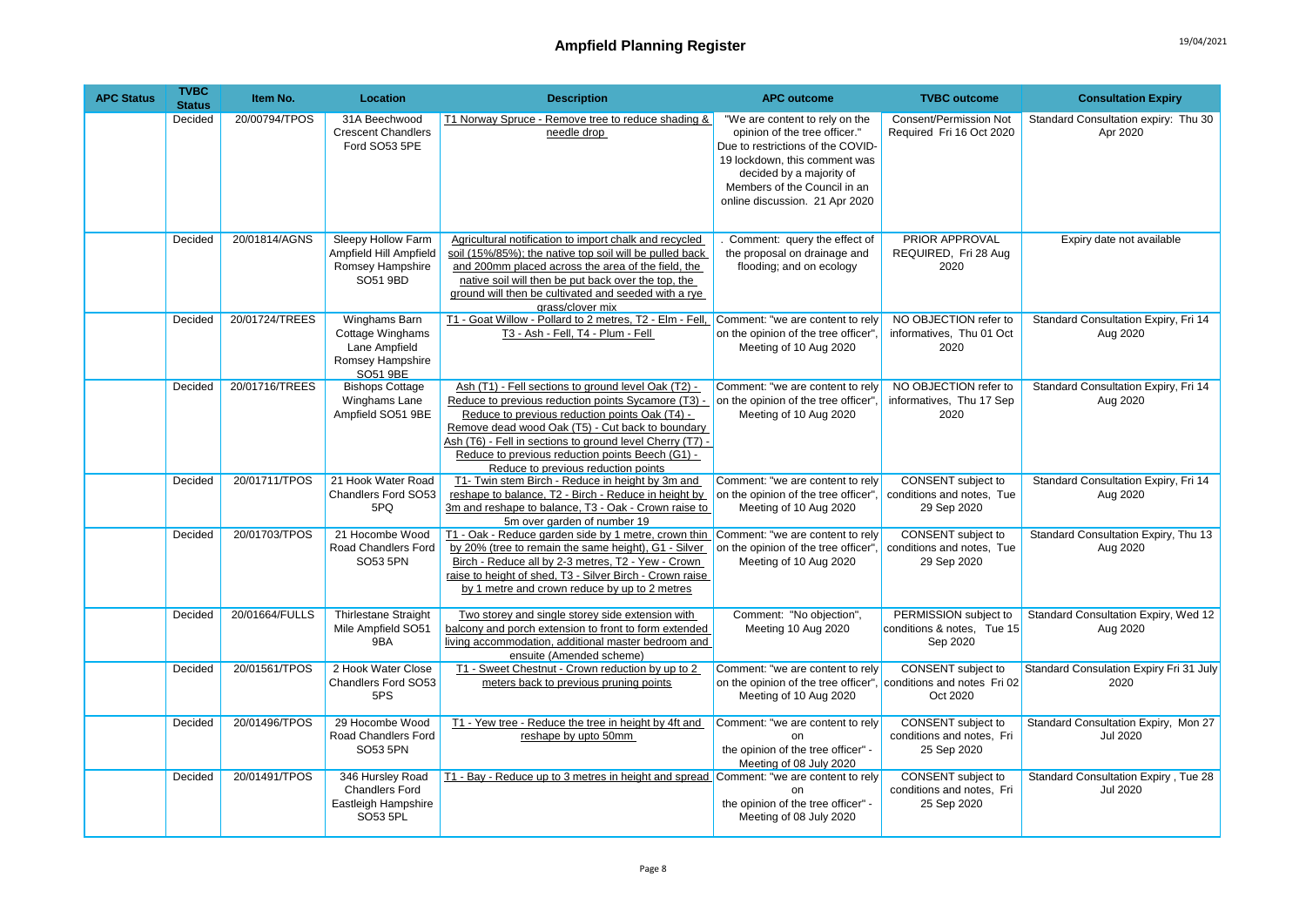# Ampfield Planning Register

| APC Status | TVBC Status | Item No. | Location | Description | APC outcome | TVBC outcome | Consultation Expiry |
|---|---|---|---|---|---|---|---|
| | Decided | 20/00794/TPOS | 31A Beechwood Crescent Chandlers Ford SO53 5PE | T1 Norway Spruce - Remove tree to reduce shading & needle drop | "We are content to rely on the opinion of the tree officer." Due to restrictions of the COVID-19 lockdown, this comment was decided by a majority of Members of the Council in an online discussion. 21 Apr 2020 | Consent/Permission Not Required Fri 16 Oct 2020 | Standard Consultation expiry: Thu 30 Apr 2020 |
| | Decided | 20/01814/AGNS | Sleepy Hollow Farm Ampfield Hill Ampfield Romsey Hampshire SO51 9BD | Agricultural notification to import chalk and recycled soil (15%/85%); the native top soil will be pulled back and 200mm placed across the area of the field, the native soil will then be put back over the top, the ground will then be cultivated and seeded with a rye grass/clover mix | . Comment: query the effect of the proposal on drainage and flooding; and on ecology | PRIOR APPROVAL REQUIRED, Fri 28 Aug 2020 | Expiry date not available |
| | Decided | 20/01724/TREES | Winghams Barn Cottage Winghams Lane Ampfield Romsey Hampshire SO51 9BE | T1 - Goat Willow - Pollard to 2 metres, T2 - Elm - Fell, T3 - Ash - Fell, T4 - Plum - Fell | Comment: "we are content to rely on the opinion of the tree officer", Meeting of 10 Aug 2020 | NO OBJECTION refer to informatives, Thu 01 Oct 2020 | Standard Consultation Expiry, Fri 14 Aug 2020 |
| | Decided | 20/01716/TREES | Bishops Cottage Winghams Lane Ampfield SO51 9BE | Ash (T1) - Fell sections to ground level Oak (T2) - Reduce to previous reduction points Sycamore (T3) - Reduce to previous reduction points Oak (T4) - Remove dead wood Oak (T5) - Cut back to boundary Ash (T6) - Fell in sections to ground level Cherry (T7) - Reduce to previous reduction points Beech (G1) - Reduce to previous reduction points | Comment: "we are content to rely on the opinion of the tree officer", Meeting of 10 Aug 2020 | NO OBJECTION refer to informatives, Thu 17 Sep 2020 | Standard Consultation Expiry, Fri 14 Aug 2020 |
| | Decided | 20/01711/TPOS | 21 Hook Water Road Chandlers Ford SO53 5PQ | T1- Twin stem Birch - Reduce in height by 3m and reshape to balance, T2 - Birch - Reduce in height by 3m and reshape to balance, T3 - Oak - Crown raise to 5m over garden of number 19 | Comment: "we are content to rely on the opinion of the tree officer", Meeting of 10 Aug 2020 | CONSENT subject to conditions and notes, Tue 29 Sep 2020 | Standard Consultation Expiry, Fri 14 Aug 2020 |
| | Decided | 20/01703/TPOS | 21 Hocombe Wood Road Chandlers Ford SO53 5PN | T1 - Oak - Reduce garden side by 1 metre, crown thin by 20% (tree to remain the same height), G1 - Silver Birch - Reduce all by 2-3 metres, T2 - Yew - Crown raise to height of shed, T3 - Silver Birch - Crown raise by 1 metre and crown reduce by up to 2 metres | Comment: "we are content to rely on the opinion of the tree officer", Meeting of 10 Aug 2020 | CONSENT subject to conditions and notes, Tue 29 Sep 2020 | Standard Consultation Expiry, Thu 13 Aug 2020 |
| | Decided | 20/01664/FULLS | Thirlestane Straight Mile Ampfield SO51 9BA | Two storey and single storey side extension with balcony and porch extension to front to form extended living accommodation, additional master bedroom and ensuite (Amended scheme) | Comment: "No objection", Meeting 10 Aug 2020 | PERMISSION subject to conditions & notes, Tue 15 Sep 2020 | Standard Consultation Expiry, Wed 12 Aug 2020 |
| | Decided | 20/01561/TPOS | 2 Hook Water Close Chandlers Ford SO53 5PS | T1 - Sweet Chestnut - Crown reduction by up to 2 meters back to previous pruning points | Comment: "we are content to rely on the opinion of the tree officer", Meeting of 10 Aug 2020 | CONSENT subject to conditions and notes Fri 02 Oct 2020 | Standard Consulation Expiry Fri 31 July 2020 |
| | Decided | 20/01496/TPOS | 29 Hocombe Wood Road Chandlers Ford SO53 5PN | T1 - Yew tree - Reduce the tree in height by 4ft and reshape by upto 50mm | Comment: "we are content to rely on the opinion of the tree officer" - Meeting of 08 July 2020 | CONSENT subject to conditions and notes, Fri 25 Sep 2020 | Standard Consultation Expiry, Mon 27 Jul 2020 |
| | Decided | 20/01491/TPOS | 346 Hursley Road Chandlers Ford Eastleigh Hampshire SO53 5PL | T1 - Bay - Reduce up to 3 metres in height and spread | Comment: "we are content to rely on the opinion of the tree officer" - Meeting of 08 July 2020 | CONSENT subject to conditions and notes, Fri 25 Sep 2020 | Standard Consultation Expiry , Tue 28 Jul 2020 |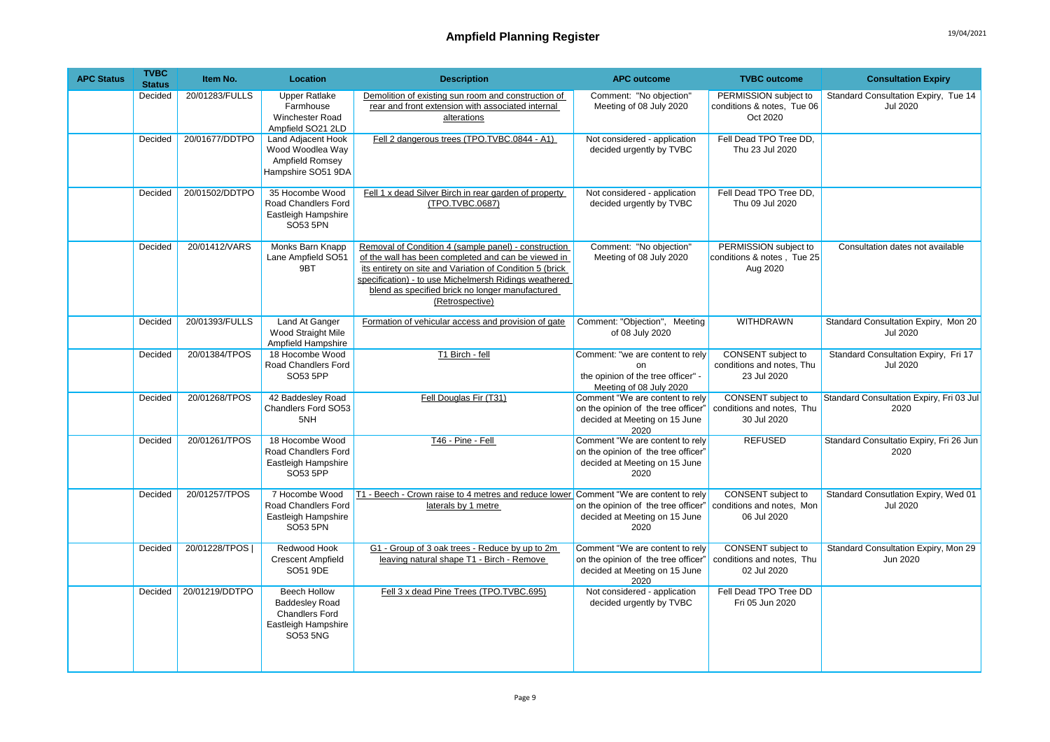# Ampfield Planning Register

19/04/2021

| APC Status | TVBC Status | Item No. | Location | Description | APC outcome | TVBC outcome | Consultation Expiry |
|---|---|---|---|---|---|---|---|
| | Decided | 20/01283/FULLS | Upper Ratlake Farmhouse Winchester Road Ampfield SO21 2LD | Demolition of existing sun room and construction of rear and front extension with associated internal alterations | Comment: "No objection" Meeting of 08 July 2020 | PERMISSION subject to conditions & notes, Tue 06 Oct 2020 | Standard Consultation Expiry, Tue 14 Jul 2020 |
| | Decided | 20/01677/DDTPO | Land Adjacent Hook Wood Woodlea Way Ampfield Romsey Hampshire SO51 9DA | Fell 2 dangerous trees (TPO.TVBC.0844 - A1) | Not considered - application decided urgently by TVBC | Fell Dead TPO Tree DD, Thu 23 Jul 2020 | |
| | Decided | 20/01502/DDTPO | 35 Hocombe Wood Road Chandlers Ford Eastleigh Hampshire SO53 5PN | Fell 1 x dead Silver Birch in rear garden of property (TPO.TVBC.0687) | Not considered - application decided urgently by TVBC | Fell Dead TPO Tree DD, Thu 09 Jul 2020 | |
| | Decided | 20/01412/VARS | Monks Barn Knapp Lane Ampfield SO51 9BT | Removal of Condition 4 (sample panel) - construction of the wall has been completed and can be viewed in its entirety on site and Variation of Condition 5 (brick specification) - to use Michelmersh Ridings weathered blend as specified brick no longer manufactured (Retrospective) | Comment: "No objection" Meeting of 08 July 2020 | PERMISSION subject to conditions & notes , Tue 25 Aug 2020 | Consultation dates not available |
| | Decided | 20/01393/FULLS | Land At Ganger Wood Straight Mile Ampfield Hampshire | Formation of vehicular access and provision of gate | Comment: "Objection", Meeting of 08 July 2020 | WITHDRAWN | Standard Consultation Expiry, Mon 20 Jul 2020 |
| | Decided | 20/01384/TPOS | 18 Hocombe Wood Road Chandlers Ford SO53 5PP | T1 Birch - fell | Comment: "we are content to rely on the opinion of the tree officer" - Meeting of 08 July 2020 | CONSENT subject to conditions and notes, Thu 23 Jul 2020 | Standard Consultation Expiry, Fri 17 Jul 2020 |
| | Decided | 20/01268/TPOS | 42 Baddesley Road Chandlers Ford SO53 5NH | Fell Douglas Fir (T31) | Comment "We are content to rely on the opinion of the tree officer" decided at Meeting on 15 June 2020 | CONSENT subject to conditions and notes, Thu 30 Jul 2020 | Standard Consultation Expiry, Fri 03 Jul 2020 |
| | Decided | 20/01261/TPOS | 18 Hocombe Wood Road Chandlers Ford Eastleigh Hampshire SO53 5PP | T46 - Pine - Fell | Comment "We are content to rely on the opinion of the tree officer" decided at Meeting on 15 June 2020 | REFUSED | Standard Consultatio Expiry, Fri 26 Jun 2020 |
| | Decided | 20/01257/TPOS | 7 Hocombe Wood Road Chandlers Ford Eastleigh Hampshire SO53 5PN | T1 - Beech - Crown raise to 4 metres and reduce lower laterals by 1 metre | Comment "We are content to rely on the opinion of the tree officer" decided at Meeting on 15 June 2020 | CONSENT subject to conditions and notes, Mon 06 Jul 2020 | Standard Consultation Expiry, Wed 01 Jul 2020 |
| | Decided | 20/01228/TPOS \| | Redwood Hook Crescent Ampfield SO51 9DE | G1 - Group of 3 oak trees - Reduce by up to 2m leaving natural shape T1 - Birch - Remove | Comment "We are content to rely on the opinion of the tree officer" decided at Meeting on 15 June 2020 | CONSENT subject to conditions and notes, Thu 02 Jul 2020 | Standard Consultation Expiry, Mon 29 Jun 2020 |
| | Decided | 20/01219/DDTPO | Beech Hollow Baddesley Road Chandlers Ford Eastleigh Hampshire SO53 5NG | Fell 3 x dead Pine Trees (TPO.TVBC.695) | Not considered - application decided urgently by TVBC | Fell Dead TPO Tree DD Fri 05 Jun 2020 | |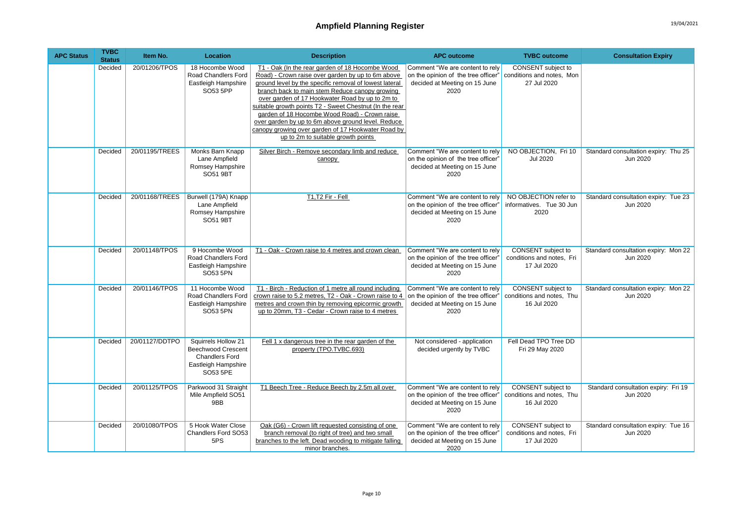# Ampfield Planning Register

| APC Status | TVBC Status | Item No. | Location | Description | APC outcome | TVBC outcome | Consultation Expiry |
|---|---|---|---|---|---|---|---|
| | Decided | 20/01206/TPOS | 18 Hocombe Wood Road Chandlers Ford Eastleigh Hampshire SO53 5PP | T1 - Oak (In the rear garden of 18 Hocombe Wood Road) - Crown raise over garden by up to 6m above ground level by the specific removal of lowest lateral branch back to main stem Reduce canopy growing over garden of 17 Hookwater Road by up to 2m to suitable growth points T2 - Sweet Chestnut (In the rear garden of 18 Hocombe Wood Road) - Crown raise over garden by up to 6m above ground level. Reduce canopy growing over garden of 17 Hookwater Road by up to 2m to suitable growth points | Comment "We are content to rely on the opinion of the tree officer" decided at Meeting on 15 June 2020 | CONSENT subject to conditions and notes, Mon 27 Jul 2020 | |
| | Decided | 20/01195/TREES | Monks Barn Knapp Lane Ampfield Romsey Hampshire SO51 9BT | Silver Birch - Remove secondary limb and reduce canopy | Comment "We are content to rely on the opinion of the tree officer" decided at Meeting on 15 June 2020 | NO OBJECTION, Fri 10 Jul 2020 | Standard consultation expiry: Thu 25 Jun 2020 |
| | Decided | 20/01168/TREES | Burwell (179A) Knapp Lane Ampfield Romsey Hampshire SO51 9BT | T1,T2 Fir - Fell | Comment "We are content to rely on the opinion of the tree officer" decided at Meeting on 15 June 2020 | NO OBJECTION refer to informatives. Tue 30 Jun 2020 | Standard consultation expiry: Tue 23 Jun 2020 |
| | Decided | 20/01148/TPOS | 9 Hocombe Wood Road Chandlers Ford Eastleigh Hampshire SO53 5PN | T1 - Oak - Crown raise to 4 metres and crown clean | Comment "We are content to rely on the opinion of the tree officer" decided at Meeting on 15 June 2020 | CONSENT subject to conditions and notes, Fri 17 Jul 2020 | Standard consultation expiry: Mon 22 Jun 2020 |
| | Decided | 20/01146/TPOS | 11 Hocombe Wood Road Chandlers Ford Eastleigh Hampshire SO53 5PN | T1 - Birch - Reduction of 1 metre all round including crown raise to 5.2 metres, T2 - Oak - Crown raise to 4 metres and crown thin by removing epicormic growth up to 20mm, T3 - Cedar - Crown raise to 4 metres | Comment "We are content to rely on the opinion of the tree officer" decided at Meeting on 15 June 2020 | CONSENT subject to conditions and notes, Thu 16 Jul 2020 | Standard consultation expiry: Mon 22 Jun 2020 |
| | Decided | 20/01127/DDTPO | Squirrels Hollow 21 Beechwood Crescent Chandlers Ford Eastleigh Hampshire SO53 5PE | Fell 1 x dangerous tree in the rear garden of the property (TPO.TVBC.693) | Not considered - application decided urgently by TVBC | Fell Dead TPO Tree DD Fri 29 May 2020 | |
| | Decided | 20/01125/TPOS | Parkwood 31 Straight Mile Ampfield SO51 9BB | T1 Beech Tree - Reduce Beech by 2.5m all over | Comment "We are content to rely on the opinion of the tree officer" decided at Meeting on 15 June 2020 | CONSENT subject to conditions and notes, Thu 16 Jul 2020 | Standard consultation expiry: Fri 19 Jun 2020 |
| | Decided | 20/01080/TPOS | 5 Hook Water Close Chandlers Ford SO53 5PS | Oak (G6) - Crown lift requested consisting of one branch removal (to right of tree) and two small branches to the left. Dead wooding to mitigate falling minor branches. | Comment "We are content to rely on the opinion of the tree officer" decided at Meeting on 15 June 2020 | CONSENT subject to conditions and notes, Fri 17 Jul 2020 | Standard consultation expiry: Tue 16 Jun 2020 |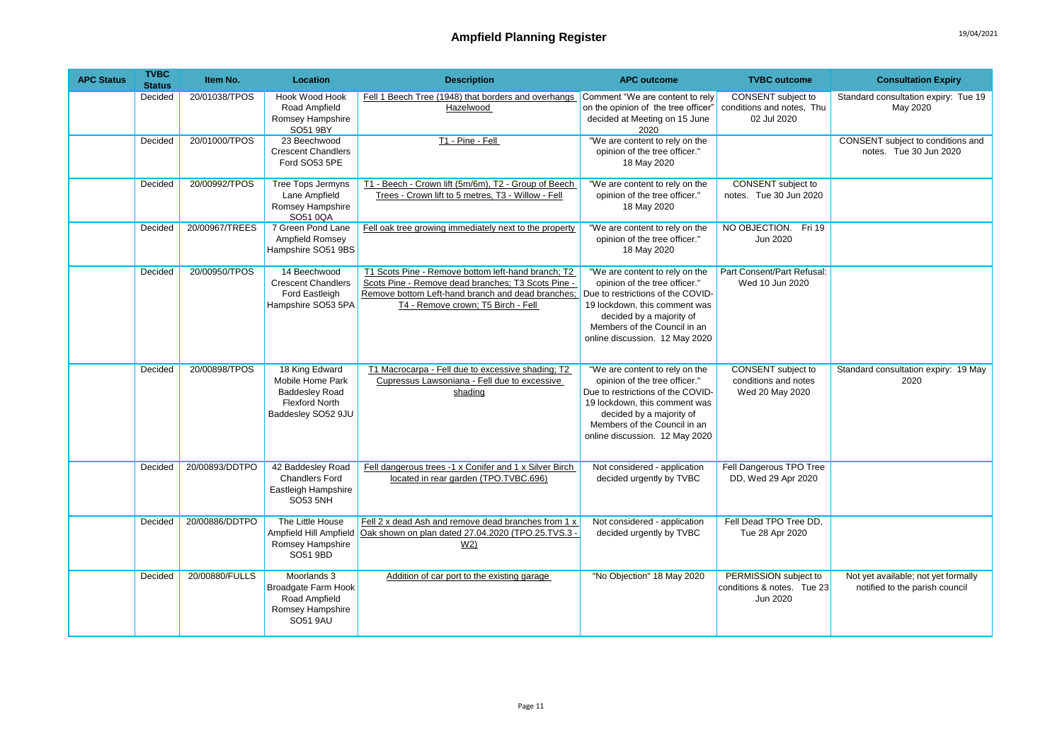# Ampfield Planning Register

| APC Status | TVBC Status | Item No. | Location | Description | APC outcome | TVBC outcome | Consultation Expiry |
|---|---|---|---|---|---|---|---|
| | Decided | 20/01038/TPOS | Hook Wood Hook Road Ampfield Romsey Hampshire SO51 9BY | Fell 1 Beech Tree (1948) that borders and overhangs Hazelwood | Comment "We are content to rely on the opinion of the tree officer" decided at Meeting on 15 June 2020 | CONSENT subject to conditions and notes, Thu 02 Jul 2020 | Standard consultation expiry: Tue 19 May 2020 |
| | Decided | 20/01000/TPOS | 23 Beechwood Crescent Chandlers Ford SO53 5PE | T1 - Pine - Fell | "We are content to rely on the opinion of the tree officer." 18 May 2020 | | CONSENT subject to conditions and notes. Tue 30 Jun 2020 |
| | Decided | 20/00992/TPOS | Tree Tops Jermyns Lane Ampfield Romsey Hampshire SO51 0QA | T1 - Beech - Crown lift (5m/6m), T2 - Group of Beech Trees - Crown lift to 5 metres, T3 - Willow - Fell | "We are content to rely on the opinion of the tree officer." 18 May 2020 | CONSENT subject to notes. Tue 30 Jun 2020 | |
| | Decided | 20/00967/TREES | 7 Green Pond Lane Ampfield Romsey Hampshire SO51 9BS | Fell oak tree growing immediately next to the property | "We are content to rely on the opinion of the tree officer." 18 May 2020 | NO OBJECTION. Fri 19 Jun 2020 | |
| | Decided | 20/00950/TPOS | 14 Beechwood Crescent Chandlers Ford Eastleigh Hampshire SO53 5PA | T1 Scots Pine - Remove bottom left-hand branch; T2 Scots Pine - Remove dead branches; T3 Scots Pine - Remove bottom Left-hand branch and dead branches; T4 - Remove crown; T5 Birch - Fell | "We are content to rely on the opinion of the tree officer." Due to restrictions of the COVID-19 lockdown, this comment was decided by a majority of Members of the Council in an online discussion. 12 May 2020 | Part Consent/Part Refusal: Wed 10 Jun 2020 | |
| | Decided | 20/00898/TPOS | 18 King Edward Mobile Home Park Baddesley Road Flexford North Baddesley SO52 9JU | T1 Macrocarpa - Fell due to excessive shading; T2 Cupressus Lawsoniana - Fell due to excessive shading | "We are content to rely on the opinion of the tree officer." Due to restrictions of the COVID-19 lockdown, this comment was decided by a majority of Members of the Council in an online discussion. 12 May 2020 | CONSENT subject to conditions and notes Wed 20 May 2020 | Standard consultation expiry: 19 May 2020 |
| | Decided | 20/00893/DDTPO | 42 Baddesley Road Chandlers Ford Eastleigh Hampshire SO53 5NH | Fell dangerous trees -1 x Conifer and 1 x Silver Birch located in rear garden (TPO.TVBC.696) | Not considered - application decided urgently by TVBC | Fell Dangerous TPO Tree DD, Wed 29 Apr 2020 | |
| | Decided | 20/00886/DDTPO | The Little House Ampfield Hill Ampfield Romsey Hampshire SO51 9BD | Fell 2 x dead Ash and remove dead branches from 1 x Oak shown on plan dated 27.04.2020 (TPO.25.TVS.3 - W2) | Not considered - application decided urgently by TVBC | Fell Dead TPO Tree DD, Tue 28 Apr 2020 | |
| | Decided | 20/00880/FULLS | Moorlands 3 Broadgate Farm Hook Road Ampfield Romsey Hampshire SO51 9AU | Addition of car port to the existing garage | "No Objection" 18 May 2020 | PERMISSION subject to conditions & notes. Tue 23 Jun 2020 | Not yet available; not yet formally notified to the parish council |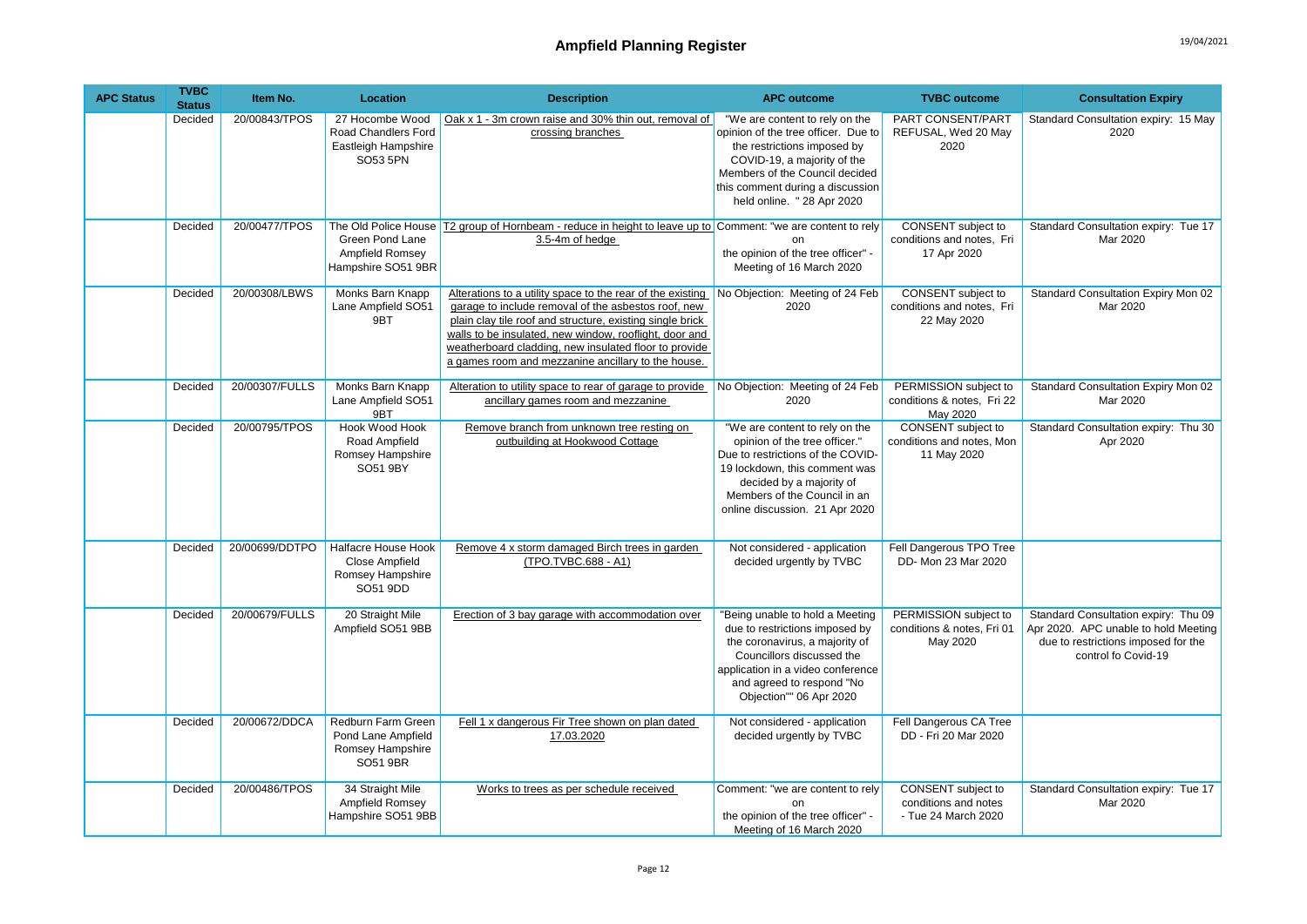# Ampfield Planning Register

| APC Status | TVBC Status | Item No. | Location | Description | APC outcome | TVBC outcome | Consultation Expiry |
|---|---|---|---|---|---|---|---|
| | Decided | 20/00843/TPOS | 27 Hocombe Wood Road Chandlers Ford Eastleigh Hampshire SO53 5PN | Oak x 1 - 3m crown raise and 30% thin out, removal of crossing branches | "We are content to rely on the opinion of the tree officer. Due to the restrictions imposed by COVID-19, a majority of the Members of the Council decided this comment during a discussion held online. " 28 Apr 2020 | PART CONSENT/PART REFUSAL, Wed 20 May 2020 | Standard Consultation expiry: 15 May 2020 |
| | Decided | 20/00477/TPOS | The Old Police House Green Pond Lane Ampfield Romsey Hampshire SO51 9BR | T2 group of Hornbeam - reduce in height to leave up to 3.5-4m of hedge | Comment: "we are content to rely on the opinion of the tree officer" - Meeting of 16 March 2020 | CONSENT subject to conditions and notes, Fri 17 Apr 2020 | Standard Consultation expiry: Tue 17 Mar 2020 |
| | Decided | 20/00308/LBWS | Monks Barn Knapp Lane Ampfield SO51 9BT | Alterations to a utility space to the rear of the existing garage to include removal of the asbestos roof, new plain clay tile roof and structure, existing single brick walls to be insulated, new window, rooflight, door and weatherboard cladding, new insulated floor to provide a games room and mezzanine ancillary to the house. | No Objection: Meeting of 24 Feb 2020 | CONSENT subject to conditions and notes, Fri 22 May 2020 | Standard Consultation Expiry Mon 02 Mar 2020 |
| | Decided | 20/00307/FULLS | Monks Barn Knapp Lane Ampfield SO51 9BT | Alteration to utility space to rear of garage to provide ancillary games room and mezzanine | No Objection: Meeting of 24 Feb 2020 | PERMISSION subject to conditions & notes, Fri 22 May 2020 | Standard Consultation Expiry Mon 02 Mar 2020 |
| | Decided | 20/00795/TPOS | Hook Wood Hook Road Ampfield Romsey Hampshire SO51 9BY | Remove branch from unknown tree resting on outbuilding at Hookwood Cottage | "We are content to rely on the opinion of the tree officer." Due to restrictions of the COVID-19 lockdown, this comment was decided by a majority of Members of the Council in an online discussion. 21 Apr 2020 | CONSENT subject to conditions and notes, Mon 11 May 2020 | Standard Consultation expiry: Thu 30 Apr 2020 |
| | Decided | 20/00699/DDTPO | Halfacre House Hook Close Ampfield Romsey Hampshire SO51 9DD | Remove 4 x storm damaged Birch trees in garden (TPO.TVBC.688 - A1) | Not considered - application decided urgently by TVBC | Fell Dangerous TPO Tree DD- Mon 23 Mar 2020 | |
| | Decided | 20/00679/FULLS | 20 Straight Mile Ampfield SO51 9BB | Erection of 3 bay garage with accommodation over | "Being unable to hold a Meeting due to restrictions imposed by the coronavirus, a majority of Councillors discussed the application in a video conference and agreed to respond "No Objection"" 06 Apr 2020 | PERMISSION subject to conditions & notes, Fri 01 May 2020 | Standard Consultation expiry: Thu 09 Apr 2020. APC unable to hold Meeting due to restrictions imposed for the control fo Covid-19 |
| | Decided | 20/00672/DDCA | Redburn Farm Green Pond Lane Ampfield Romsey Hampshire SO51 9BR | Fell 1 x dangerous Fir Tree shown on plan dated 17.03.2020 | Not considered - application decided urgently by TVBC | Fell Dangerous CA Tree DD - Fri 20 Mar 2020 | |
| | Decided | 20/00486/TPOS | 34 Straight Mile Ampfield Romsey Hampshire SO51 9BB | Works to trees as per schedule received | Comment: "we are content to rely on the opinion of the tree officer" - Meeting of 16 March 2020 | CONSENT subject to conditions and notes - Tue 24 March 2020 | Standard Consultation expiry: Tue 17 Mar 2020 |